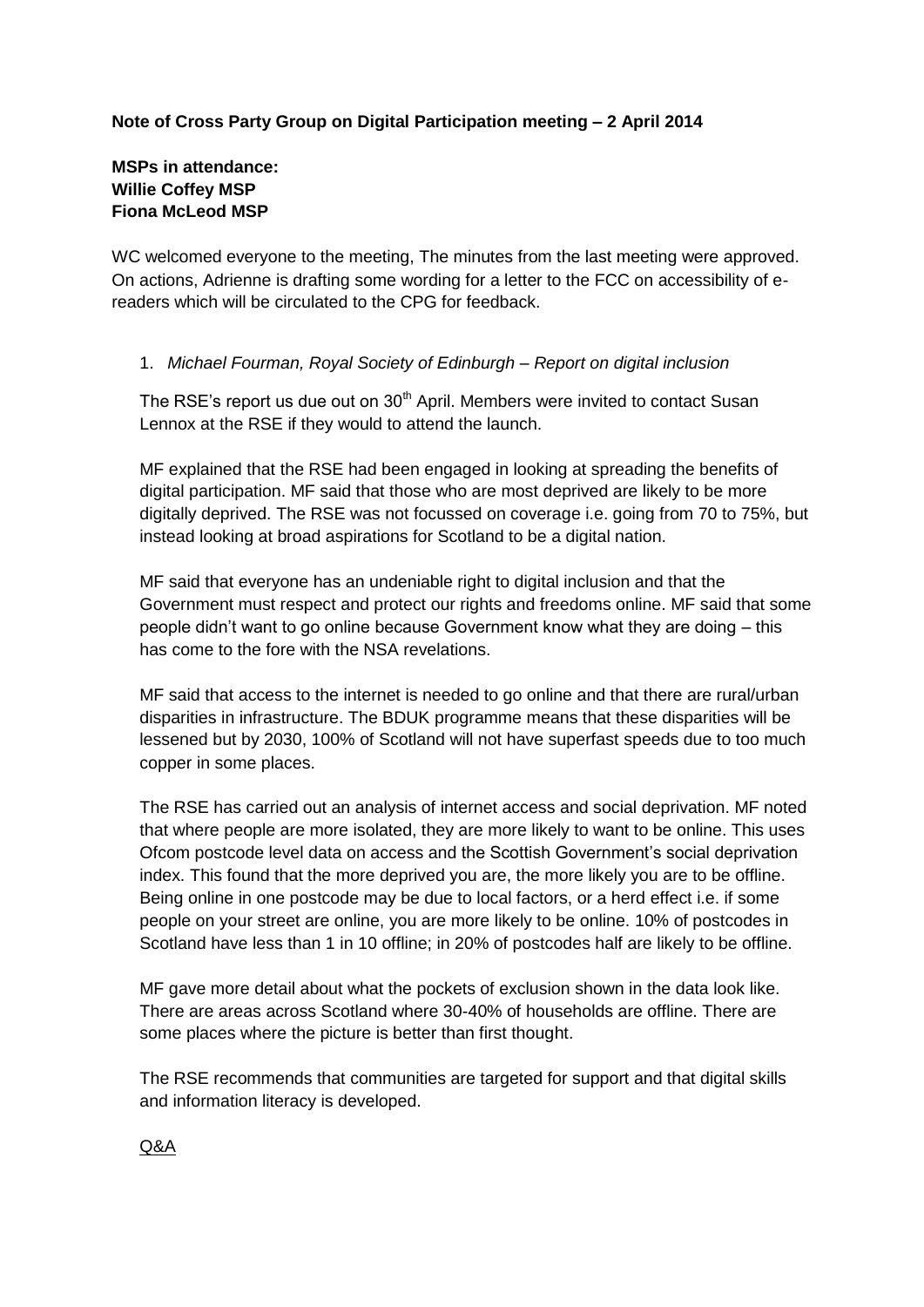**Note of Cross Party Group on Digital Participation meeting – 2 April 2014**

**MSPs in attendance:**
**Willie Coffey MSP**
**Fiona McLeod MSP**

WC welcomed everyone to the meeting, The minutes from the last meeting were approved. On actions, Adrienne is drafting some wording for a letter to the FCC on accessibility of e-readers which will be circulated to the CPG for feedback.

1. *Michael Fourman, Royal Society of Edinburgh – Report on digital inclusion*

The RSE's report us due out on 30th April. Members were invited to contact Susan Lennox at the RSE if they would to attend the launch.

MF explained that the RSE had been engaged in looking at spreading the benefits of digital participation. MF said that those who are most deprived are likely to be more digitally deprived. The RSE was not focussed on coverage i.e. going from 70 to 75%, but instead looking at broad aspirations for Scotland to be a digital nation.

MF said that everyone has an undeniable right to digital inclusion and that the Government must respect and protect our rights and freedoms online. MF said that some people didn't want to go online because Government know what they are doing – this has come to the fore with the NSA revelations.

MF said that access to the internet is needed to go online and that there are rural/urban disparities in infrastructure. The BDUK programme means that these disparities will be lessened but by 2030, 100% of Scotland will not have superfast speeds due to too much copper in some places.

The RSE has carried out an analysis of internet access and social deprivation. MF noted that where people are more isolated, they are more likely to want to be online. This uses Ofcom postcode level data on access and the Scottish Government's social deprivation index. This found that the more deprived you are, the more likely you are to be offline. Being online in one postcode may be due to local factors, or a herd effect i.e. if some people on your street are online, you are more likely to be online. 10% of postcodes in Scotland have less than 1 in 10 offline; in 20% of postcodes half are likely to be offline.

MF gave more detail about what the pockets of exclusion shown in the data look like. There are areas across Scotland where 30-40% of households are offline. There are some places where the picture is better than first thought.

The RSE recommends that communities are targeted for support and that digital skills and information literacy is developed.

<u>Q&A</u>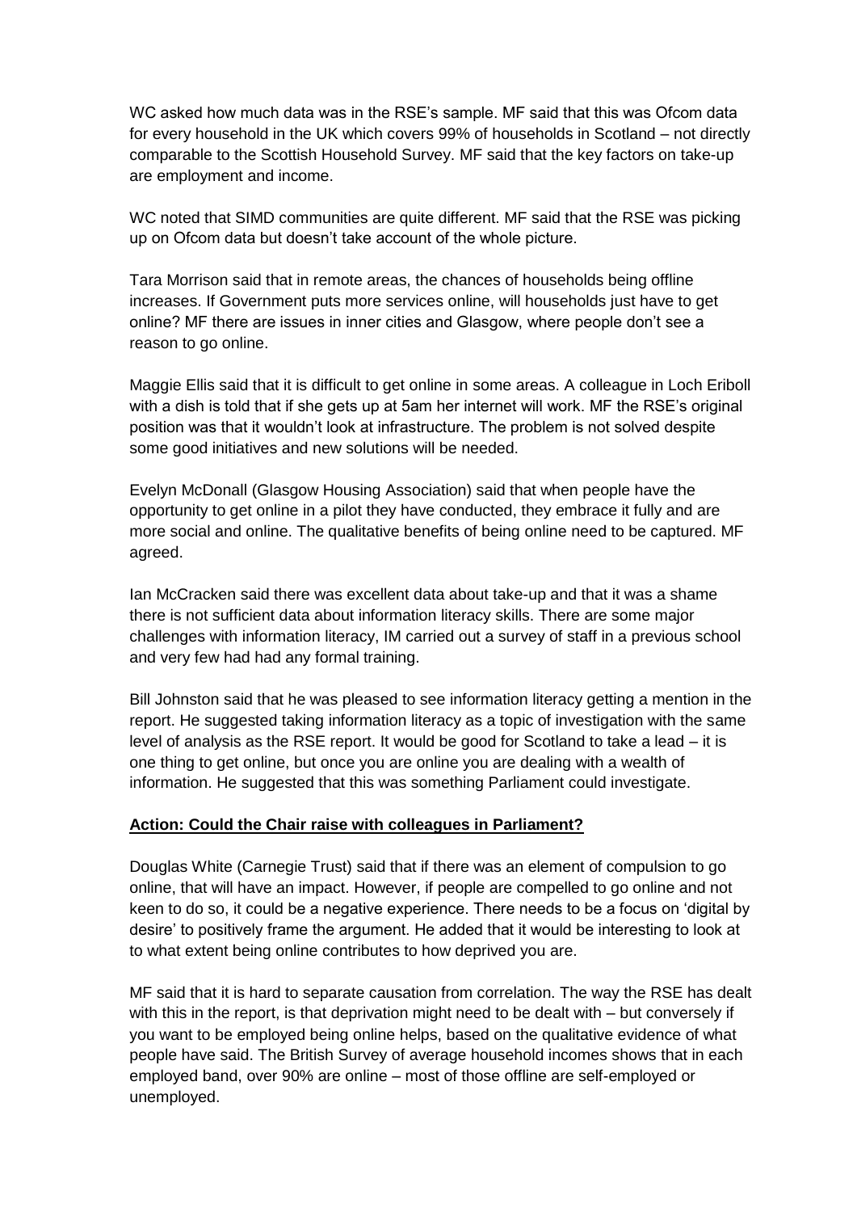WC asked how much data was in the RSE's sample. MF said that this was Ofcom data for every household in the UK which covers 99% of households in Scotland – not directly comparable to the Scottish Household Survey. MF said that the key factors on take-up are employment and income.

WC noted that SIMD communities are quite different. MF said that the RSE was picking up on Ofcom data but doesn't take account of the whole picture.

Tara Morrison said that in remote areas, the chances of households being offline increases. If Government puts more services online, will households just have to get online? MF there are issues in inner cities and Glasgow, where people don't see a reason to go online.

Maggie Ellis said that it is difficult to get online in some areas. A colleague in Loch Eriboll with a dish is told that if she gets up at 5am her internet will work. MF the RSE's original position was that it wouldn't look at infrastructure. The problem is not solved despite some good initiatives and new solutions will be needed.

Evelyn McDonall (Glasgow Housing Association) said that when people have the opportunity to get online in a pilot they have conducted, they embrace it fully and are more social and online. The qualitative benefits of being online need to be captured. MF agreed.

Ian McCracken said there was excellent data about take-up and that it was a shame there is not sufficient data about information literacy skills. There are some major challenges with information literacy, IM carried out a survey of staff in a previous school and very few had had any formal training.

Bill Johnston said that he was pleased to see information literacy getting a mention in the report. He suggested taking information literacy as a topic of investigation with the same level of analysis as the RSE report. It would be good for Scotland to take a lead – it is one thing to get online, but once you are online you are dealing with a wealth of information. He suggested that this was something Parliament could investigate.

**Action: Could the Chair raise with colleagues in Parliament?**

Douglas White (Carnegie Trust) said that if there was an element of compulsion to go online, that will have an impact. However, if people are compelled to go online and not keen to do so, it could be a negative experience. There needs to be a focus on 'digital by desire' to positively frame the argument. He added that it would be interesting to look at to what extent being online contributes to how deprived you are.

MF said that it is hard to separate causation from correlation. The way the RSE has dealt with this in the report, is that deprivation might need to be dealt with – but conversely if you want to be employed being online helps, based on the qualitative evidence of what people have said. The British Survey of average household incomes shows that in each employed band, over 90% are online – most of those offline are self-employed or unemployed.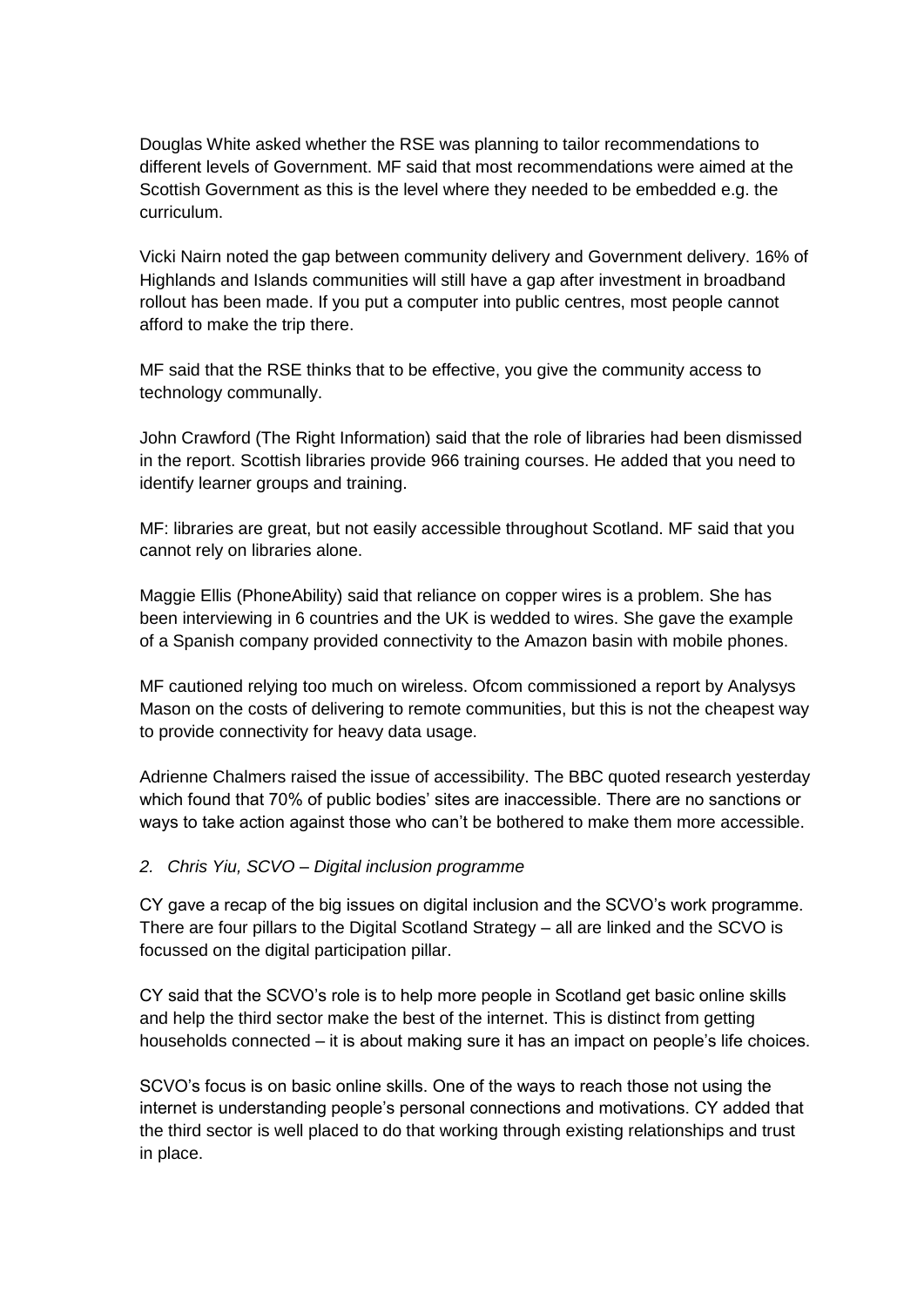Douglas White asked whether the RSE was planning to tailor recommendations to different levels of Government. MF said that most recommendations were aimed at the Scottish Government as this is the level where they needed to be embedded e.g. the curriculum.

Vicki Nairn noted the gap between community delivery and Government delivery. 16% of Highlands and Islands communities will still have a gap after investment in broadband rollout has been made. If you put a computer into public centres, most people cannot afford to make the trip there.

MF said that the RSE thinks that to be effective, you give the community access to technology communally.

John Crawford (The Right Information) said that the role of libraries had been dismissed in the report. Scottish libraries provide 966 training courses. He added that you need to identify learner groups and training.

MF: libraries are great, but not easily accessible throughout Scotland. MF said that you cannot rely on libraries alone.

Maggie Ellis (PhoneAbility) said that reliance on copper wires is a problem. She has been interviewing in 6 countries and the UK is wedded to wires. She gave the example of a Spanish company provided connectivity to the Amazon basin with mobile phones.

MF cautioned relying too much on wireless. Ofcom commissioned a report by Analysys Mason on the costs of delivering to remote communities, but this is not the cheapest way to provide connectivity for heavy data usage.

Adrienne Chalmers raised the issue of accessibility. The BBC quoted research yesterday which found that 70% of public bodies' sites are inaccessible. There are no sanctions or ways to take action against those who can't be bothered to make them more accessible.

*2. Chris Yiu, SCVO – Digital inclusion programme*

CY gave a recap of the big issues on digital inclusion and the SCVO's work programme. There are four pillars to the Digital Scotland Strategy – all are linked and the SCVO is focussed on the digital participation pillar.

CY said that the SCVO's role is to help more people in Scotland get basic online skills and help the third sector make the best of the internet. This is distinct from getting households connected – it is about making sure it has an impact on people's life choices.

SCVO's focus is on basic online skills. One of the ways to reach those not using the internet is understanding people's personal connections and motivations. CY added that the third sector is well placed to do that working through existing relationships and trust in place.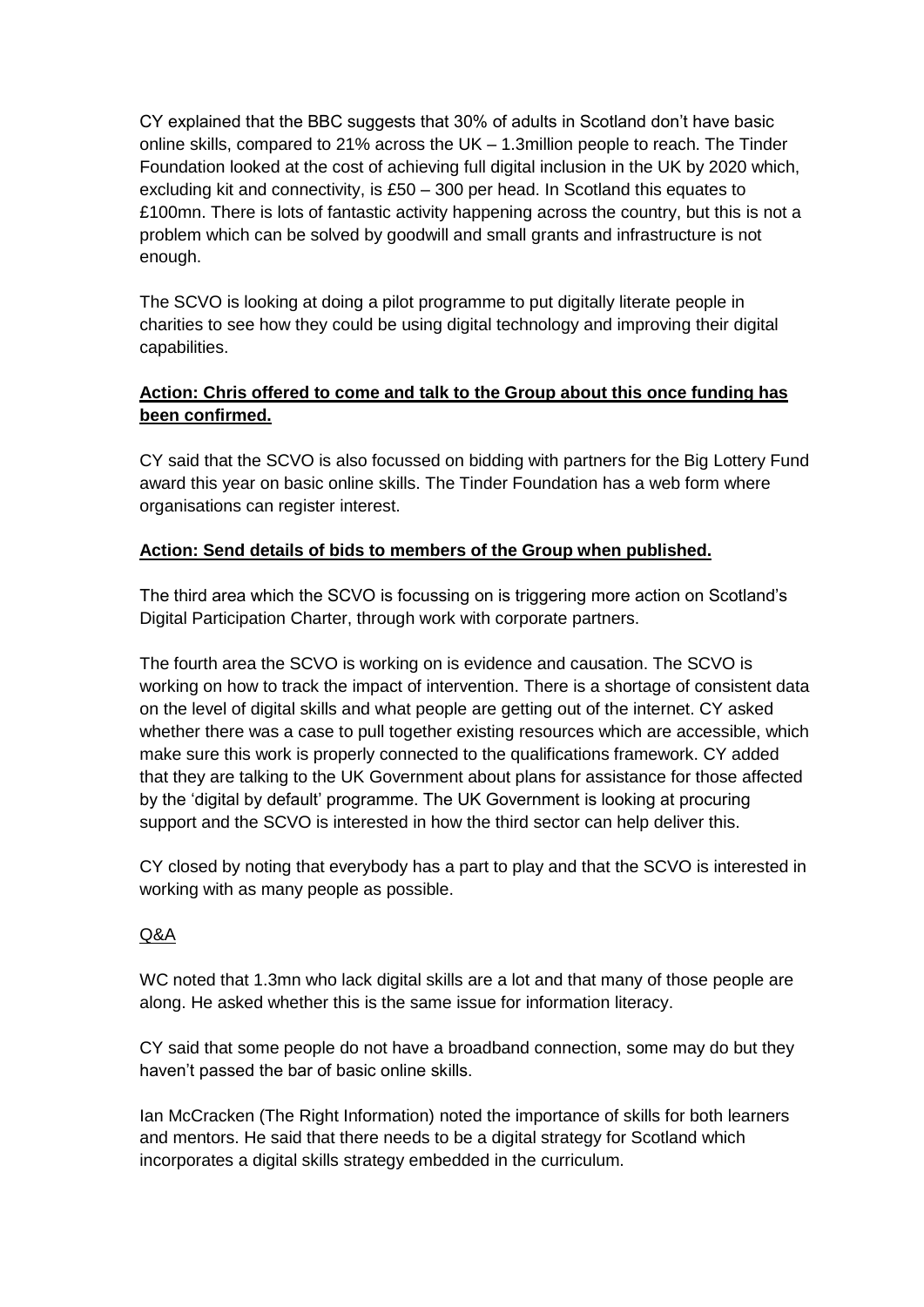CY explained that the BBC suggests that 30% of adults in Scotland don't have basic online skills, compared to 21% across the UK – 1.3million people to reach. The Tinder Foundation looked at the cost of achieving full digital inclusion in the UK by 2020 which, excluding kit and connectivity, is £50 – 300 per head. In Scotland this equates to £100mn. There is lots of fantastic activity happening across the country, but this is not a problem which can be solved by goodwill and small grants and infrastructure is not enough.

The SCVO is looking at doing a pilot programme to put digitally literate people in charities to see how they could be using digital technology and improving their digital capabilities.

<u>**Action: Chris offered to come and talk to the Group about this once funding has been confirmed.**</u>

CY said that the SCVO is also focussed on bidding with partners for the Big Lottery Fund award this year on basic online skills. The Tinder Foundation has a web form where organisations can register interest.

<u>**Action: Send details of bids to members of the Group when published.**</u>

The third area which the SCVO is focussing on is triggering more action on Scotland's Digital Participation Charter, through work with corporate partners.

The fourth area the SCVO is working on is evidence and causation. The SCVO is working on how to track the impact of intervention. There is a shortage of consistent data on the level of digital skills and what people are getting out of the internet. CY asked whether there was a case to pull together existing resources which are accessible, which make sure this work is properly connected to the qualifications framework. CY added that they are talking to the UK Government about plans for assistance for those affected by the 'digital by default' programme. The UK Government is looking at procuring support and the SCVO is interested in how the third sector can help deliver this.

CY closed by noting that everybody has a part to play and that the SCVO is interested in working with as many people as possible.

<u>Q&A</u>

WC noted that 1.3mn who lack digital skills are a lot and that many of those people are along. He asked whether this is the same issue for information literacy.

CY said that some people do not have a broadband connection, some may do but they haven't passed the bar of basic online skills.

Ian McCracken (The Right Information) noted the importance of skills for both learners and mentors. He said that there needs to be a digital strategy for Scotland which incorporates a digital skills strategy embedded in the curriculum.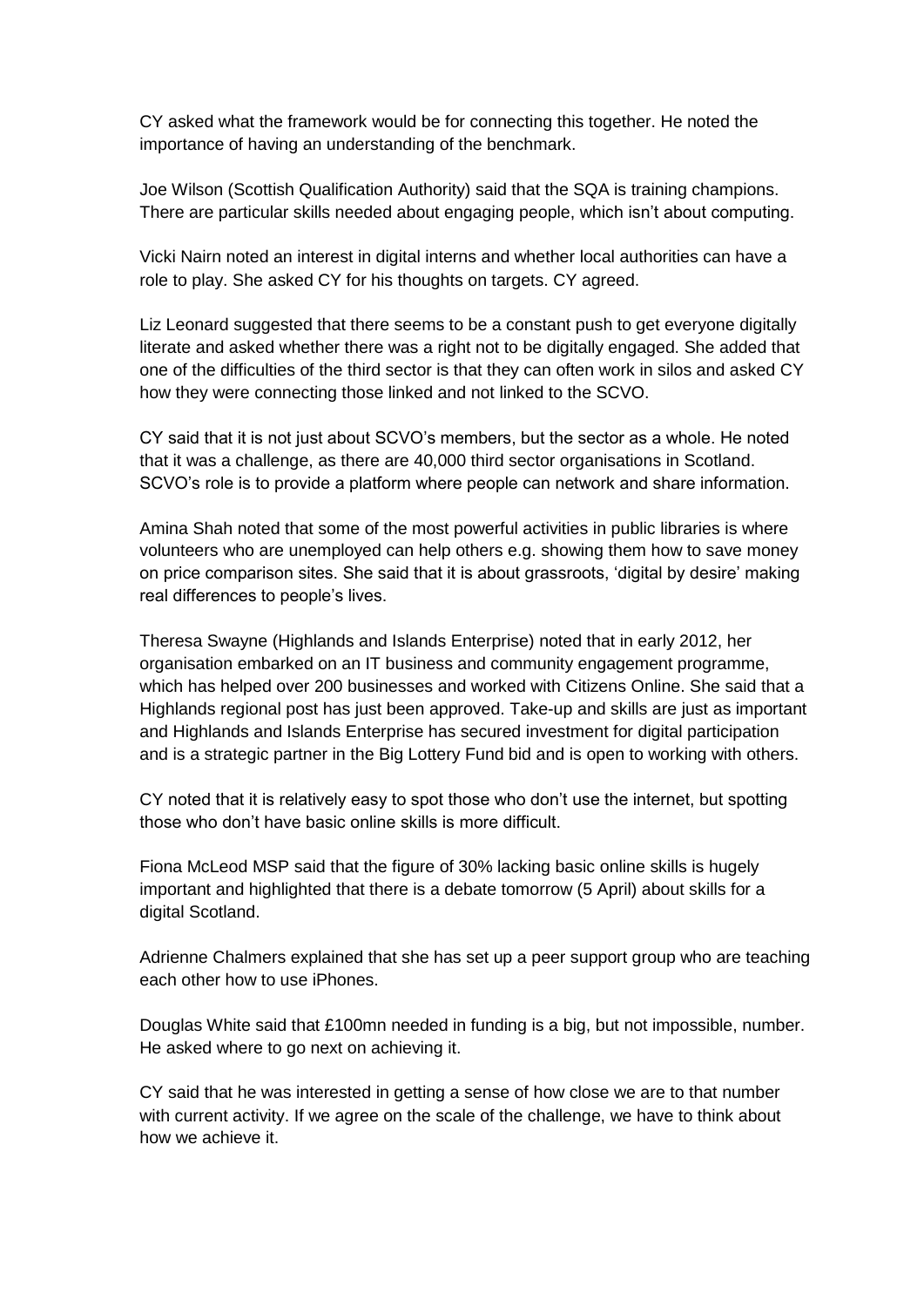CY asked what the framework would be for connecting this together. He noted the importance of having an understanding of the benchmark.

Joe Wilson (Scottish Qualification Authority) said that the SQA is training champions. There are particular skills needed about engaging people, which isn't about computing.

Vicki Nairn noted an interest in digital interns and whether local authorities can have a role to play. She asked CY for his thoughts on targets. CY agreed.

Liz Leonard suggested that there seems to be a constant push to get everyone digitally literate and asked whether there was a right not to be digitally engaged. She added that one of the difficulties of the third sector is that they can often work in silos and asked CY how they were connecting those linked and not linked to the SCVO.

CY said that it is not just about SCVO's members, but the sector as a whole. He noted that it was a challenge, as there are 40,000 third sector organisations in Scotland. SCVO's role is to provide a platform where people can network and share information.

Amina Shah noted that some of the most powerful activities in public libraries is where volunteers who are unemployed can help others e.g. showing them how to save money on price comparison sites. She said that it is about grassroots, 'digital by desire' making real differences to people's lives.

Theresa Swayne (Highlands and Islands Enterprise) noted that in early 2012, her organisation embarked on an IT business and community engagement programme, which has helped over 200 businesses and worked with Citizens Online. She said that a Highlands regional post has just been approved. Take-up and skills are just as important and Highlands and Islands Enterprise has secured investment for digital participation and is a strategic partner in the Big Lottery Fund bid and is open to working with others.

CY noted that it is relatively easy to spot those who don't use the internet, but spotting those who don't have basic online skills is more difficult.

Fiona McLeod MSP said that the figure of 30% lacking basic online skills is hugely important and highlighted that there is a debate tomorrow (5 April) about skills for a digital Scotland.

Adrienne Chalmers explained that she has set up a peer support group who are teaching each other how to use iPhones.

Douglas White said that £100mn needed in funding is a big, but not impossible, number. He asked where to go next on achieving it.

CY said that he was interested in getting a sense of how close we are to that number with current activity. If we agree on the scale of the challenge, we have to think about how we achieve it.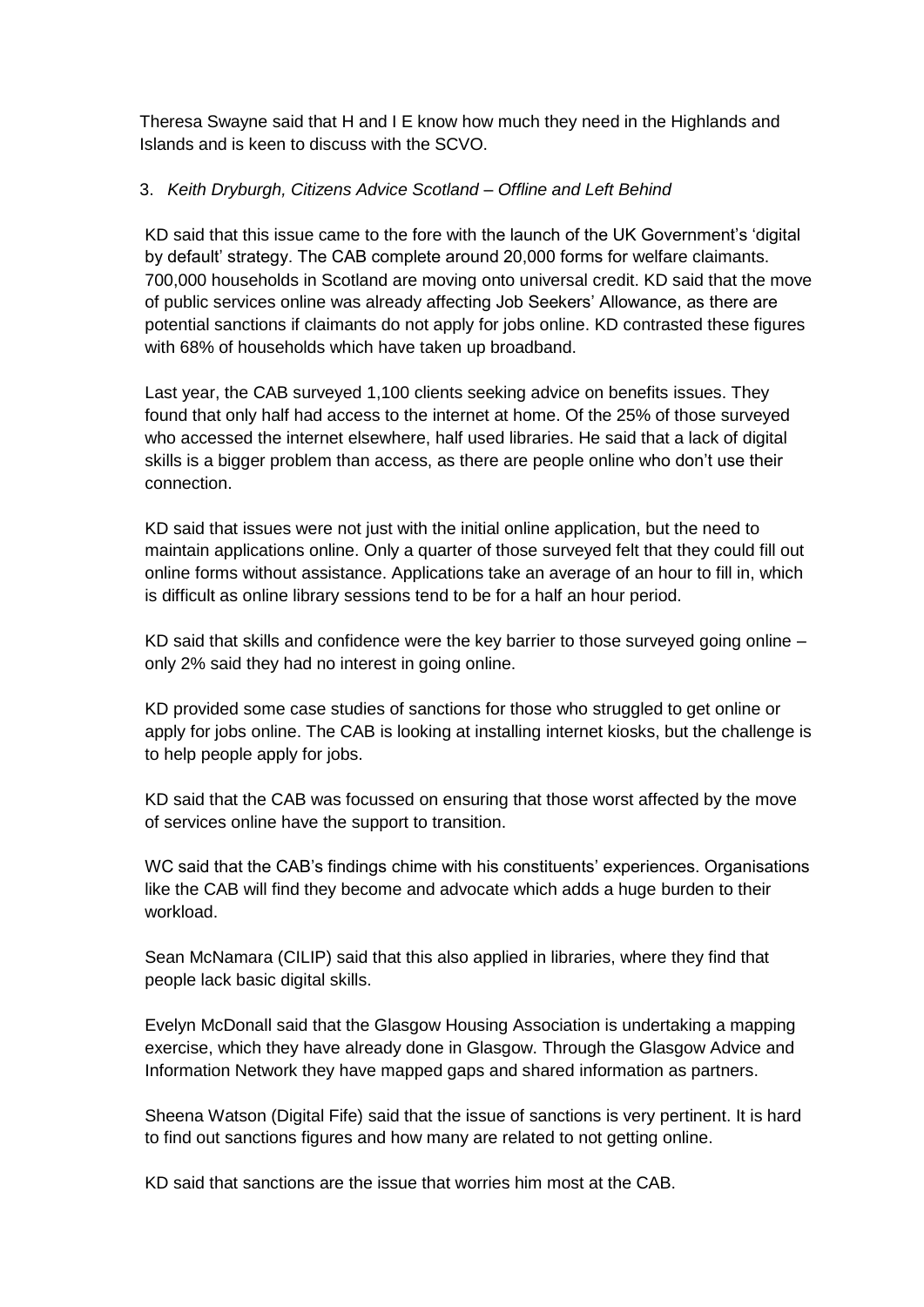Theresa Swayne said that H and I E know how much they need in the Highlands and Islands and is keen to discuss with the SCVO.

3. *Keith Dryburgh, Citizens Advice Scotland – Offline and Left Behind*

KD said that this issue came to the fore with the launch of the UK Government's 'digital by default' strategy. The CAB complete around 20,000 forms for welfare claimants. 700,000 households in Scotland are moving onto universal credit. KD said that the move of public services online was already affecting Job Seekers' Allowance, as there are potential sanctions if claimants do not apply for jobs online. KD contrasted these figures with 68% of households which have taken up broadband.

Last year, the CAB surveyed 1,100 clients seeking advice on benefits issues. They found that only half had access to the internet at home. Of the 25% of those surveyed who accessed the internet elsewhere, half used libraries. He said that a lack of digital skills is a bigger problem than access, as there are people online who don't use their connection.

KD said that issues were not just with the initial online application, but the need to maintain applications online. Only a quarter of those surveyed felt that they could fill out online forms without assistance. Applications take an average of an hour to fill in, which is difficult as online library sessions tend to be for a half an hour period.

KD said that skills and confidence were the key barrier to those surveyed going online – only 2% said they had no interest in going online.

KD provided some case studies of sanctions for those who struggled to get online or apply for jobs online. The CAB is looking at installing internet kiosks, but the challenge is to help people apply for jobs.

KD said that the CAB was focussed on ensuring that those worst affected by the move of services online have the support to transition.

WC said that the CAB's findings chime with his constituents' experiences. Organisations like the CAB will find they become and advocate which adds a huge burden to their workload.

Sean McNamara (CILIP) said that this also applied in libraries, where they find that people lack basic digital skills.

Evelyn McDonall said that the Glasgow Housing Association is undertaking a mapping exercise, which they have already done in Glasgow. Through the Glasgow Advice and Information Network they have mapped gaps and shared information as partners.

Sheena Watson (Digital Fife) said that the issue of sanctions is very pertinent. It is hard to find out sanctions figures and how many are related to not getting online.

KD said that sanctions are the issue that worries him most at the CAB.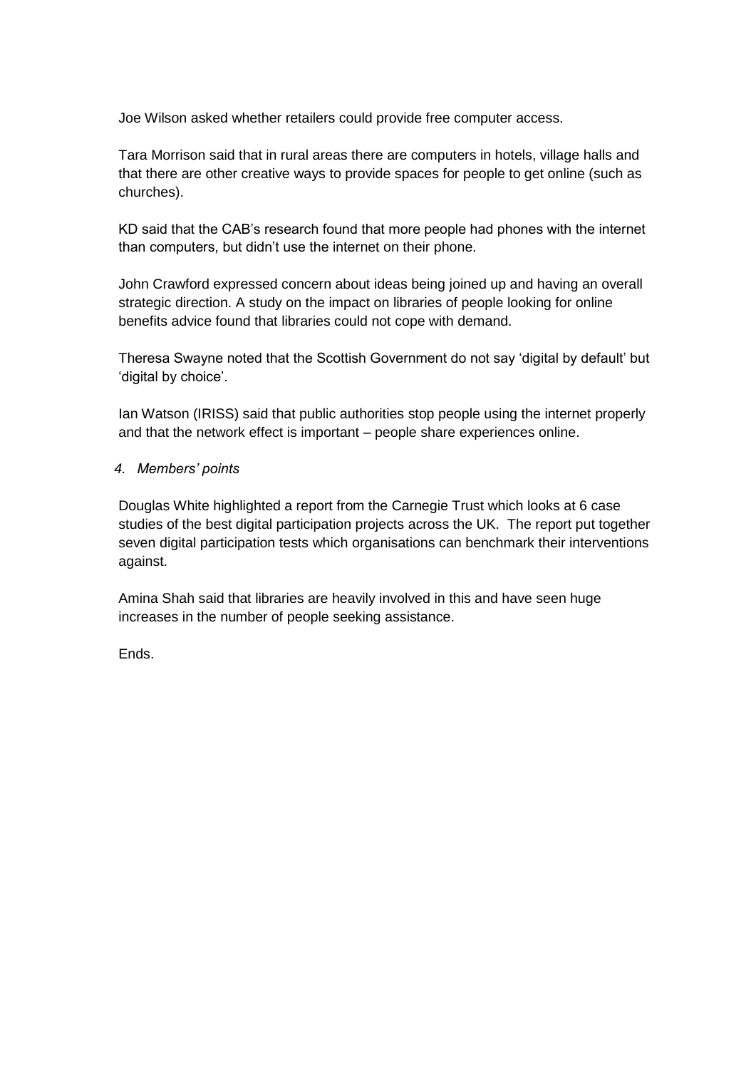Joe Wilson asked whether retailers could provide free computer access.

Tara Morrison said that in rural areas there are computers in hotels, village halls and that there are other creative ways to provide spaces for people to get online (such as churches).

KD said that the CAB's research found that more people had phones with the internet than computers, but didn't use the internet on their phone.

John Crawford expressed concern about ideas being joined up and having an overall strategic direction. A study on the impact on libraries of people looking for online benefits advice found that libraries could not cope with demand.

Theresa Swayne noted that the Scottish Government do not say 'digital by default' but 'digital by choice'.

Ian Watson (IRISS) said that public authorities stop people using the internet properly and that the network effect is important – people share experiences online.

4. *Members' points*

Douglas White highlighted a report from the Carnegie Trust which looks at 6 case studies of the best digital participation projects across the UK. The report put together seven digital participation tests which organisations can benchmark their interventions against.

Amina Shah said that libraries are heavily involved in this and have seen huge increases in the number of people seeking assistance.

Ends.